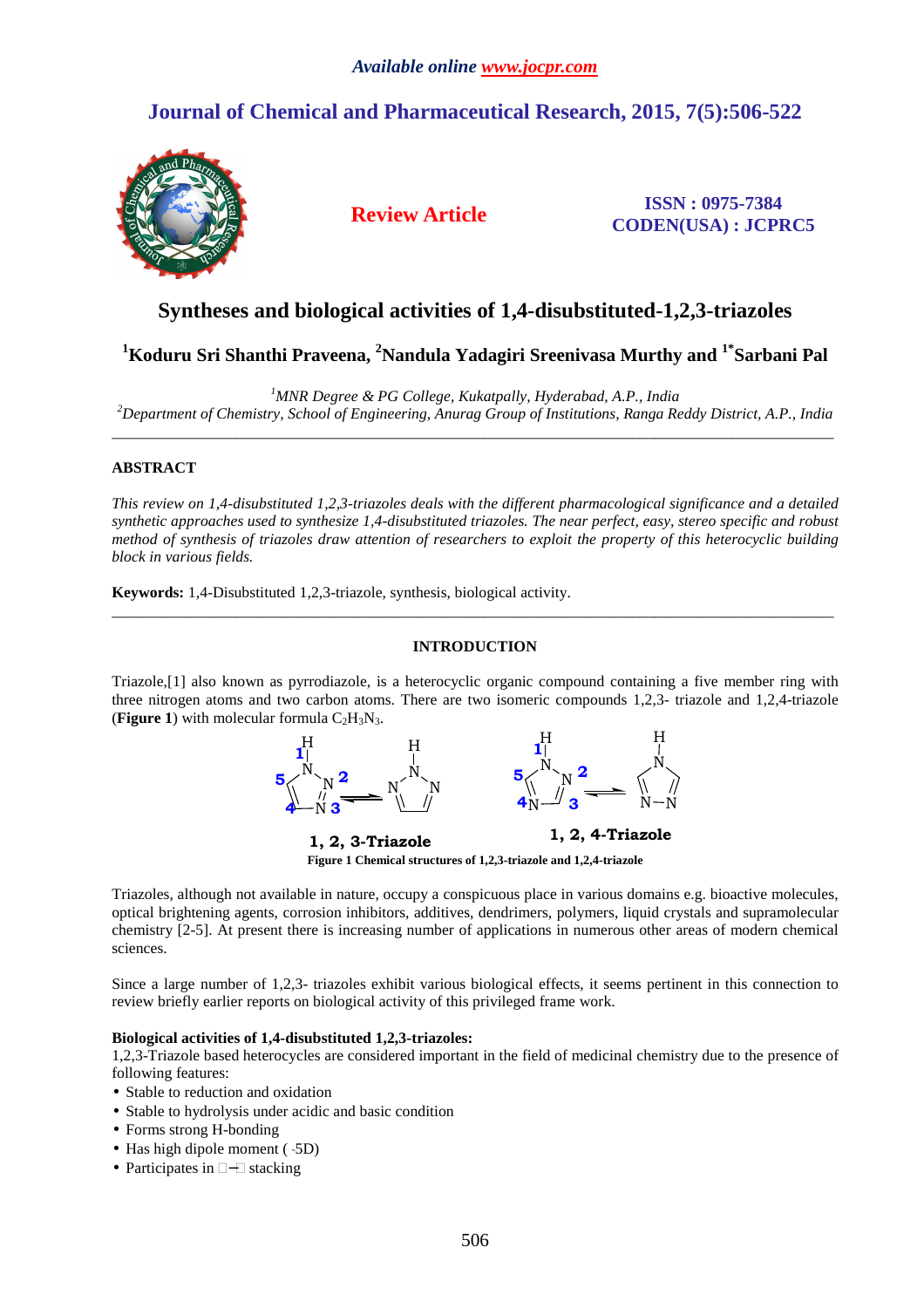Available online www.jocpr.com

# Journal of Chemical and Pharmaceutical Research, 2015, 7(5):506-522

**Review Article**

ISSN : 0975-7384
CODEN(USA) : JCPRC5

# Syntheses and biological activities of 1,4-disubstituted-1,2,3-triazoles

**[1]Koduru Sri Shanthi Praveena, [2]Nandula Yadagiri Sreenivasa Murthy and [1*]Sarbani Pal**

*[1]MNR Degree & PG College, Kukatpally, Hyderabad, A.P., India*
*[2]Department of Chemistry, School of Engineering, Anurag Group of Institutions, Ranga Reddy District, A.P., India*

---

## ABSTRACT

*This review on 1,4-disubstituted 1,2,3-triazoles deals with the different pharmacological significance and a detailed synthetic approaches used to synthesize 1,4-disubstituted triazoles. The near perfect, easy, stereo specific and robust method of synthesis of triazoles draw attention of researchers to exploit the property of this heterocyclic building block in various fields.*

**Keywords:** 1,4-Disubstituted 1,2,3-triazole, synthesis, biological activity.

---

## INTRODUCTION

Triazole,[1] also known as pyrrodiazole, is a heterocyclic organic compound containing a five member ring with three nitrogen atoms and two carbon atoms. There are two isomeric compounds 1,2,3- triazole and 1,2,4-triazole (**Figure 1**) with molecular formula $C_2H_3N_3$.

1, 2, 3-Triazole    1, 2, 4-Triazole

**Figure 1 Chemical structures of 1,2,3-triazole and 1,2,4-triazole**

Triazoles, although not available in nature, occupy a conspicuous place in various domains e.g. bioactive molecules, optical brightening agents, corrosion inhibitors, additives, dendrimers, polymers, liquid crystals and supramolecular chemistry [2-5]. At present there is increasing number of applications in numerous other areas of modern chemical sciences.

Since a large number of 1,2,3- triazoles exhibit various biological effects, it seems pertinent in this connection to review briefly earlier reports on biological activity of this privileged frame work.

**Biological activities of 1,4-disubstituted 1,2,3-triazoles:**

1,2,3-Triazole based heterocycles are considered important in the field of medicinal chemistry due to the presence of following features:

- Stable to reduction and oxidation
- Stable to hydrolysis under acidic and basic condition
- Forms strong H-bonding
- Has high dipole moment (~5D)
- Participates in π–π stacking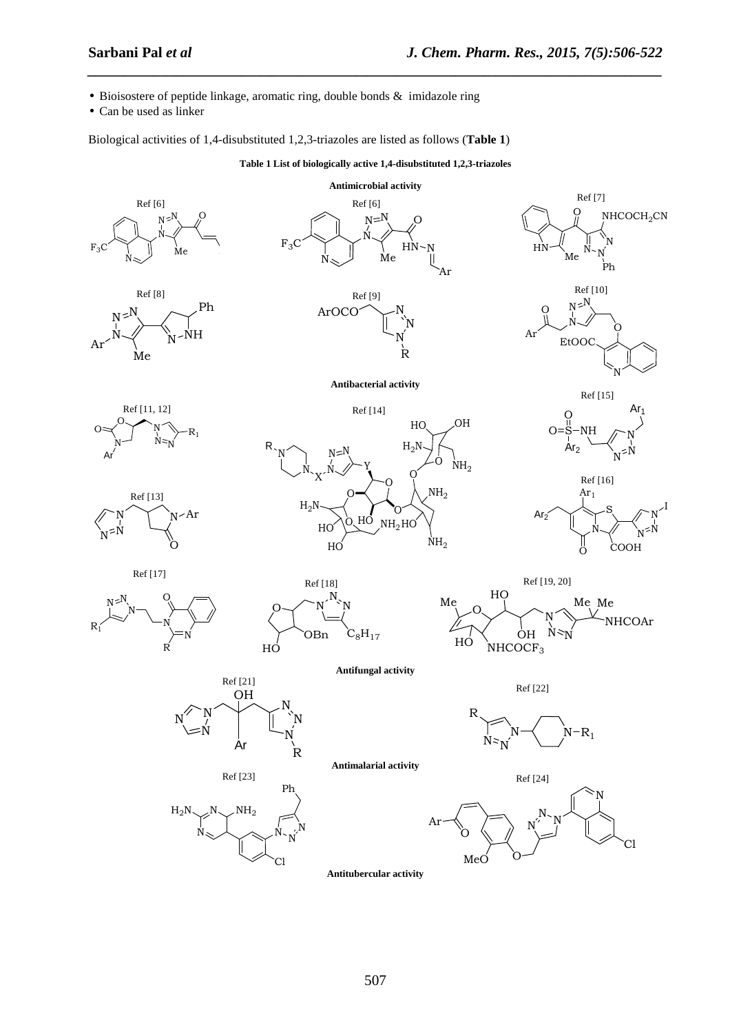- Bioisostere of peptide linkage, aromatic ring, double bonds & imidazole ring
- Can be used as linker

Biological activities of 1,4-disubstituted 1,2,3-triazoles are listed as follows (**Table 1**)

**Table 1 List of biologically active 1,4-disubstituted 1,2,3-triazoles**

**Antimicrobial activity**

Ref [6] Ref [6] Ref [7]

Ref [8] Ref [9] Ref [10]

**Antibacterial activity**

Ref [11, 12] Ref [14] Ref [15]

Ref [13] Ref [16]

Ref [17] Ref [18] Ref [19, 20]

**Antifungal activity**

Ref [21] Ref [22]

**Antimalarial activity**

Ref [23] Ref [24]

**Antitubercular activity**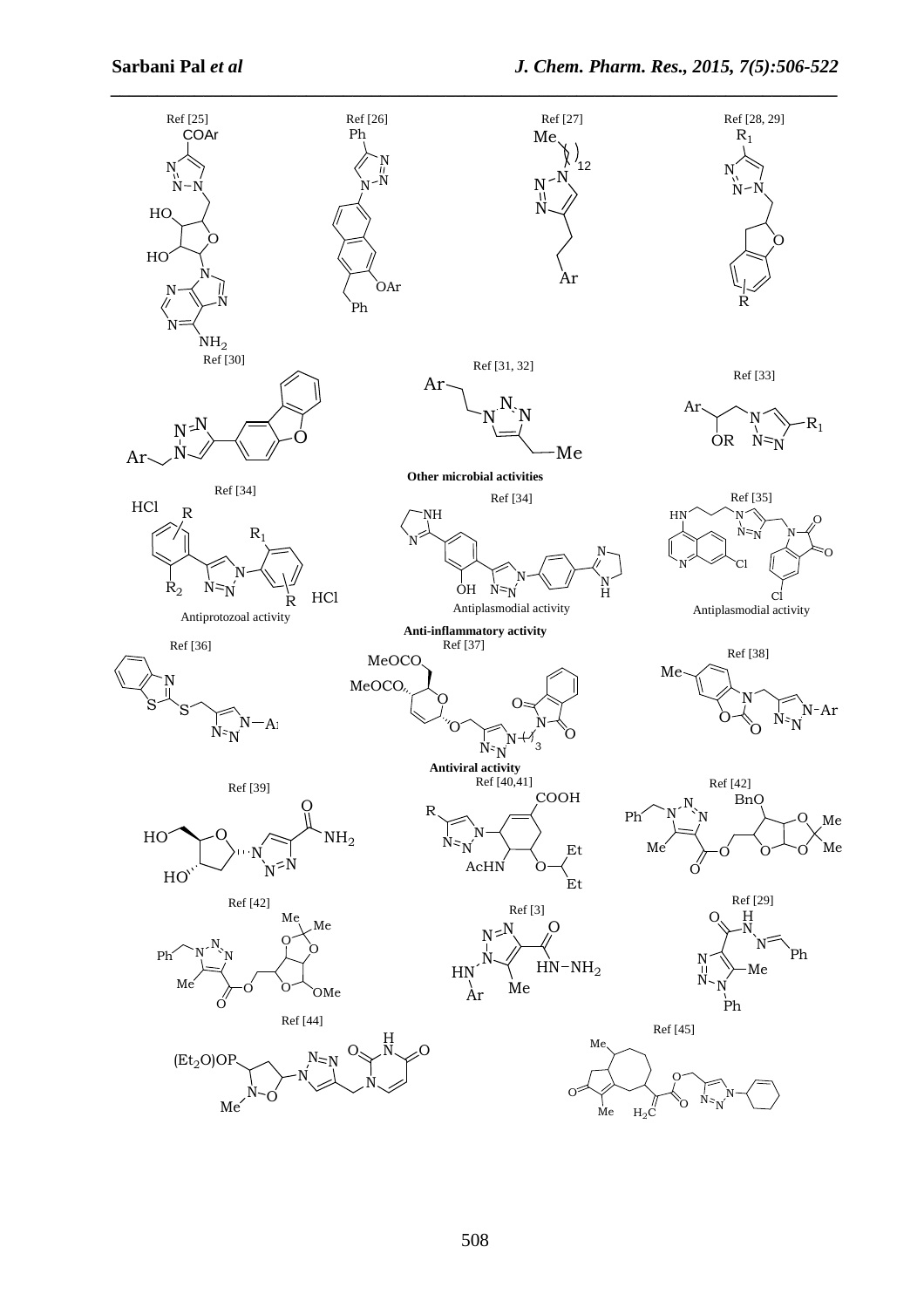Ref [25] Ref [26] Ref [27] Ref [28, 29]

Ref [30] Ref [31, 32] Ref [33]

**Other microbial activities**

Ref [34] Ref [34] Ref [35]

Antiprotozoal activity Antiplasmodial activity Antiplasmodial activity

**Anti-inflammatory activity**

Ref [36] Ref [37] Ref [38]

**Antiviral activity**

Ref [39] Ref [40,41] Ref [42]

Ref [42] Ref [3] Ref [29]

Ref [44] Ref [45]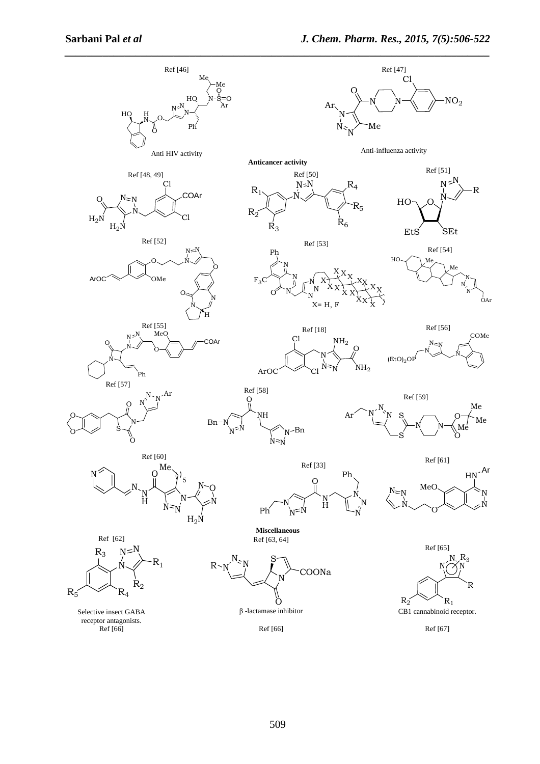Ref [46]

Anti HIV activity

Ref [47]

Anti-influenza activity

**Anticancer activity**

Ref [48, 49]

Ref [50]

Ref [51]

Ref [52]

Ref [53]

X= H, F

Ref [54]

Ref [55]

Ref [18]

Ref [56]

Ref [57]

Ref [58]

Ref [59]

Ref [60]

Ref [33]

Ref [61]

**Miscellaneous**

Ref [62]

Ref [63, 64]

Ref [65]

Selective insect GABA receptor antagonists.
Ref [66]

β -lactamase inhibitor

Ref [66]

CB1 cannabinoid receptor.

Ref [67]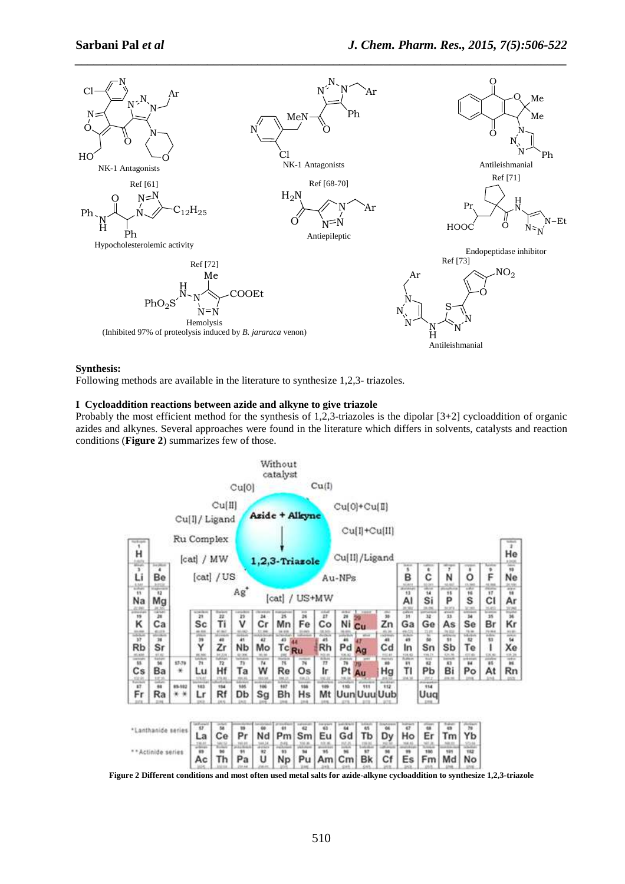NK-1 Antagonists

Ref [61]

NK-1 Antagonists

Ref [68-70]

Antileishmanial

Ref [71]

Hypocholesterolemic activity

Antiepileptic

Endopeptidase inhibitor

Ref [72]

Ref [73]

Hemolysis
(Inhibited 97% of proteolysis induced by *B. jararaca* venon)

Antileishmanial

**Synthesis:**

Following methods are available in the literature to synthesize 1,2,3- triazoles.

### I Cycloaddition reactions between azide and alkyne to give triazole

Probably the most efficient method for the synthesis of 1,2,3-triazoles is the dipolar [3+2] cycloaddition of organic azides and alkynes. Several approaches were found in the literature which differs in solvents, catalysts and reaction conditions (**Figure 2**) summarizes few of those.

**Figure 2 Different conditions and most often used metal salts for azide-alkyne cycloaddition to synthesize 1,2,3-triazole**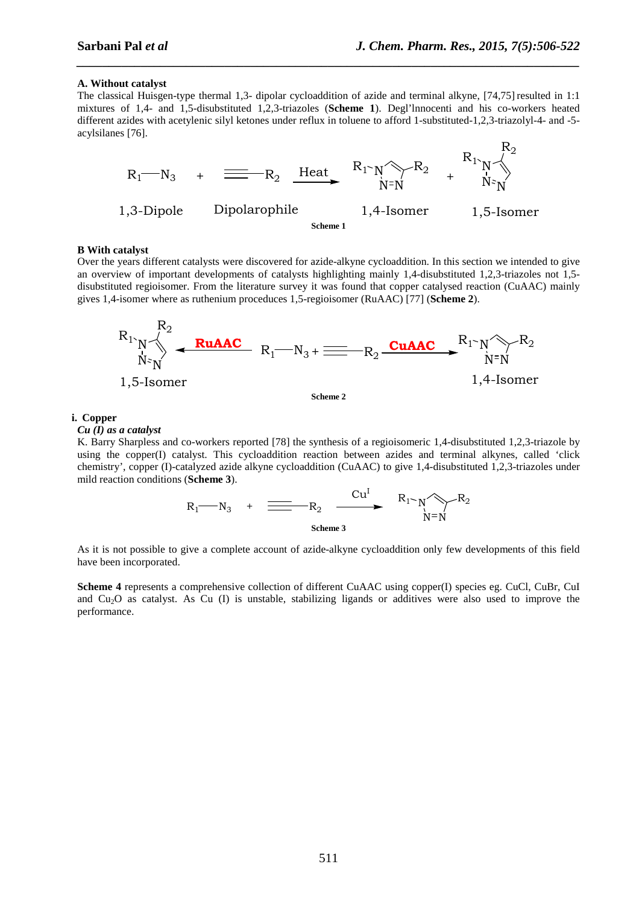**A. Without catalyst**

The classical Huisgen-type thermal 1,3- dipolar cycloaddition of azide and terminal alkyne, [74,75] resulted in 1:1 mixtures of 1,4- and 1,5-disubstituted 1,2,3-triazoles (**Scheme 1**). Degl'lnnocenti and his co-workers heated different azides with acetylenic silyl ketones under reflux in toluene to afford 1-substituted-1,2,3-triazolyl-4- and -5-acylsilanes [76].

**Scheme 1**

**B With catalyst**

Over the years different catalysts were discovered for azide-alkyne cycloaddition. In this section we intended to give an overview of important developments of catalysts highlighting mainly 1,4-disubstituted 1,2,3-triazoles not 1,5-disubstituted regioisomer. From the literature survey it was found that copper catalysed reaction (CuAAC) mainly gives 1,4-isomer where as ruthenium procedures 1,5-regioisomer (RuAAC) [77] (**Scheme 2**).

**Scheme 2**

**i. Copper**

***Cu (I) as a catalyst***

K. Barry Sharpless and co-workers reported [78] the synthesis of a regioisomeric 1,4-disubstituted 1,2,3-triazole by using the copper(I) catalyst. This cycloaddition reaction between azides and terminal alkynes, called 'click chemistry', copper (I)-catalyzed azide alkyne cycloaddition (CuAAC) to give 1,4-disubstituted 1,2,3-triazoles under mild reaction conditions (**Scheme 3**).

**Scheme 3**

As it is not possible to give a complete account of azide-alkyne cycloaddition only few developments of this field have been incorporated.

**Scheme 4** represents a comprehensive collection of different CuAAC using copper(I) species eg. CuCl, CuBr, CuI and $Cu_2O$ as catalyst. As Cu (I) is unstable, stabilizing ligands or additives were also used to improve the performance.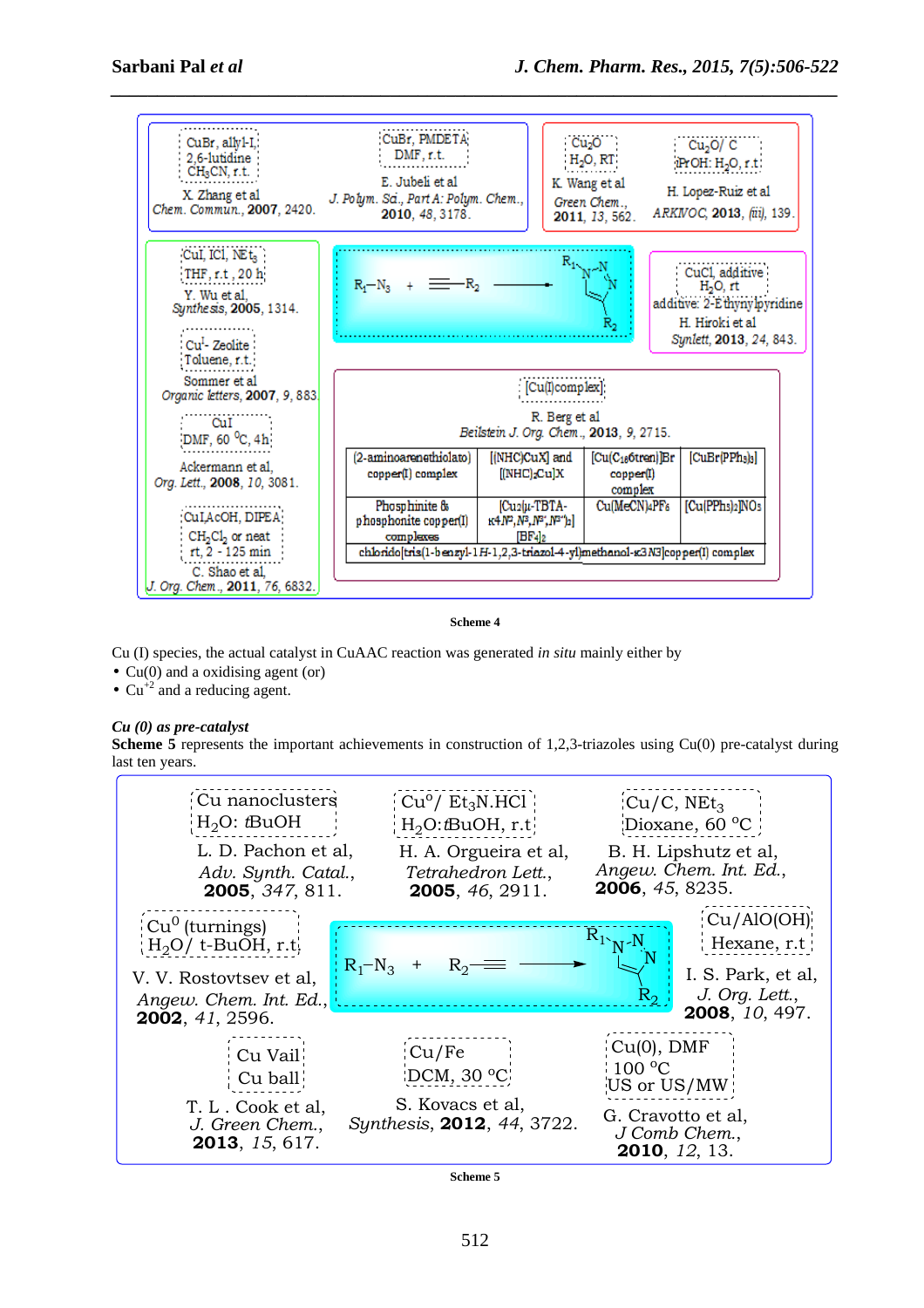| CuBr, allyl-I, 2,6-lutidine $CH_3CN$, r.t. X. Zhang et al *Chem. Commun.*, **2007**, 2420. | CuBr, PMDETA DMF, r.t. E. Jubeli et al *J. Polym. Sci., Part A: Polym. Chem.*, **2010**, *48*, 3178. | $Cu_2O$ $H_2O$, RT K. Wang et al *Green Chem.*, **2011**, *13*, 562. | $Cu_2O$/ C iPrOH: $H_2O$, r.t. H. Lopez-Ruiz et al *ARKIVOC*, **2013**, (iii), 139. |
|---|---|---|---|

CuI, ICl, $NEt_3$ THF, r.t., 20 h — Y. Wu et al, *Synthesis*, **2005**, 1314.

$Cu^I$- Zeolite Toluene, r.t. — Sommer et al *Organic letters*, **2007**, *9*, 883.

CuI DMF, 60 °C, 4h — Ackermann et al, *Org. Lett.*, **2008**, *10*, 3081.

CuI,AcOH, DIPEA $CH_2Cl_2$ or neat rt, 2 - 125 min — C. Shao et al, *J. Org. Chem.*, **2011**, *76*, 6832.

$R_1$–$N_3$ + ≡–$R_2$ → 1-$R_1$-4-$R_2$-1,2,3-triazole

CuCl, additive $H_2O$, rt; additive: 2-Ethynylpyridine — H. Hiroki et al *Synlett*, **2013**, *24*, 843.

[Cu(I)complex] — R. Berg et al *Beilstein J. Org. Chem.*, **2013**, *9*, 2715.

| (2-aminoarenethiolato) copper(I) complex | [(NHC)CuX] and [(NHC)$_2$Cu]X | [Cu($C_{18}$6tren)]Br copper(I) complex | [CuBr($PPh_3$)$_3$] |
|---|---|---|---|
| Phosphinite & phosphonite copper(I) complexes | [$Cu_2$(μ-TBTA-κ4$N^1$,$N^2$,$N^3$,$N^3$′′)$_2$][$BF_4$]$_2$ | Cu($MeCN$)$_4$$PF_6$ | [Cu($PPh_3$)$_2$]$NO_3$ |
| chlorido[tris(1-benzyl-1H-1,2,3-triazol-4-yl)methanol-κ3N3]copper(I) complex | | | |

**Scheme 4**

Cu (I) species, the actual catalyst in CuAAC reaction was generated *in situ* mainly either by

- Cu(0) and a oxidising agent (or)
- $Cu^{+2}$ and a reducing agent.

***Cu (0) as pre-catalyst***

**Scheme 5** represents the important achievements in construction of 1,2,3-triazoles using Cu(0) pre-catalyst during last ten years.

| Cu nanoclusters $H_2O$: tBuOH — L. D. Pachon et al, *Adv. Synth. Catal.*, **2005**, *347*, 811. | $Cu^0$/ $Et_3N.HCl$ $H_2O$:tBuOH, r.t — H. A. Orgueira et al, *Tetrahedron Lett.*, **2005**, *46*, 2911. | Cu/C, $NEt_3$ Dioxane, 60 °C — B. H. Lipshutz et al, *Angew. Chem. Int. Ed.*, **2006**, *45*, 8235. |
|---|---|---|

$Cu^0$ (turnings) $H_2O$/ t-BuOH, r.t — V. V. Rostovtsev et al, *Angew. Chem. Int. Ed.*, **2002**, *41*, 2596.

$R_1$–$N_3$ + $R_2$–≡ → 1-$R_1$-4-$R_2$-1,2,3-triazole

Cu/AlO(OH) Hexane, r.t — I. S. Park, et al, *J. Org. Lett.*, **2008**, *10*, 497.

| Cu Vail Cu ball — T. L. Cook et al, *J. Green Chem.*, **2013**, *15*, 617. | Cu/Fe DCM, 30 °C — S. Kovacs et al, *Synthesis*, **2012**, *44*, 3722. | Cu(0), DMF 100 °C US or US/MW — G. Cravotto et al, *J Comb Chem.*, **2010**, *12*, 13. |
|---|---|---|

**Scheme 5**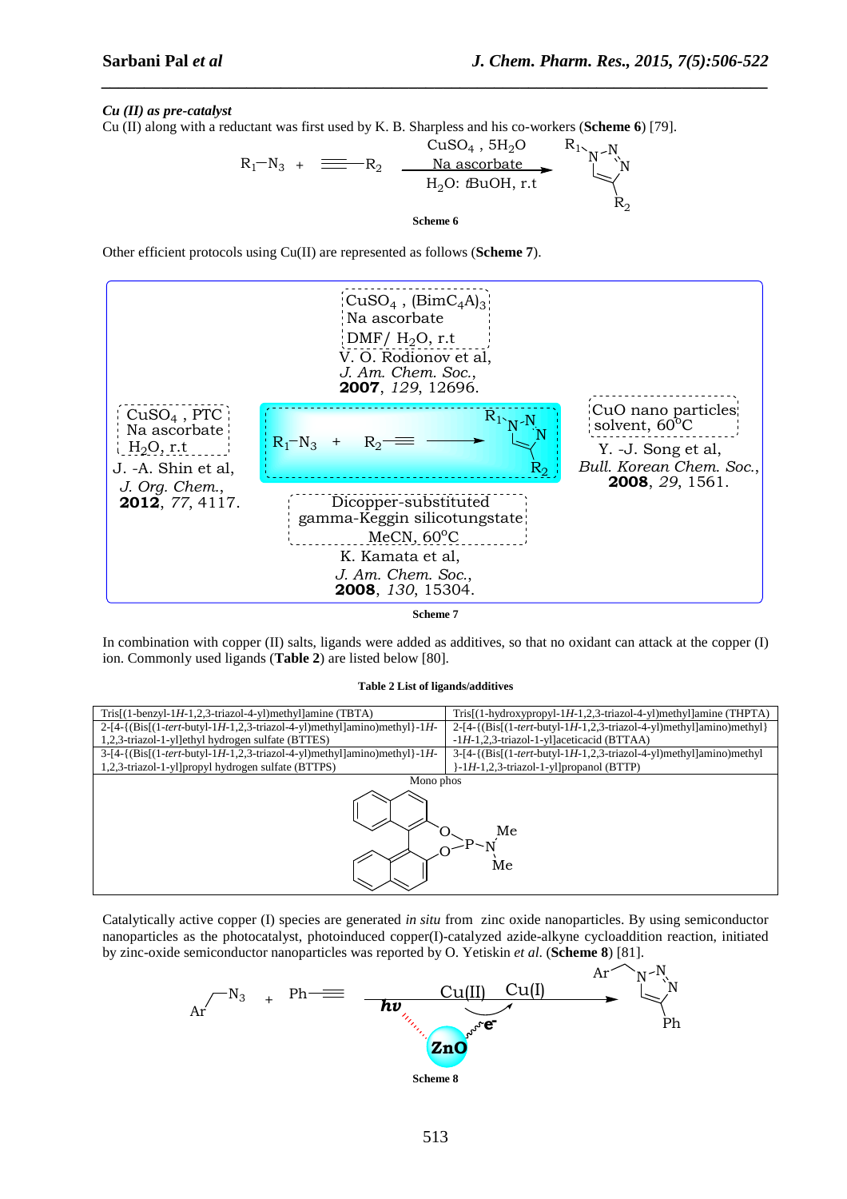***Cu (II) as pre-catalyst***

Cu (II) along with a reductant was first used by K. B. Sharpless and his co-workers (**Scheme 6**) [79].

$R_1$–$N_3$ + ≡–$R_2$ → ($CuSO_4$, $5H_2O$; Na ascorbate; $H_2O$: *t*BuOH, r.t) 1-$R_1$-4-$R_2$-1,2,3-triazole

**Scheme 6**

Other efficient protocols using Cu(II) are represented as follows (**Scheme 7**).

$R_1$–$N_3$ + $R_2$–≡ → 1-$R_1$-4-$R_2$-1,2,3-triazole

- $CuSO_4$, $(BimC_4A)_3$, Na ascorbate, DMF/ $H_2O$, r.t — V. O. Rodionov et al, *J. Am. Chem. Soc.*, **2007**, *129*, 12696.
- $CuSO_4$, PTC, Na ascorbate, $H_2O$, r.t — J. -A. Shin et al, *J. Org. Chem.*, **2012**, *77*, 4117.
- CuO nano particles, solvent, 60°C — Y. -J. Song et al, *Bull. Korean Chem. Soc.*, **2008**, *29*, 1561.
- Dicopper-substituted gamma-Keggin silicotungstate, MeCN, 60°C — K. Kamata et al, *J. Am. Chem. Soc.*, **2008**, *130*, 15304.

**Scheme 7**

In combination with copper (II) salts, ligands were added as additives, so that no oxidant can attack at the copper (I) ion. Commonly used ligands (**Table 2**) are listed below [80].

**Table 2 List of ligands/additives**

| | |
|---|---|
| Tris[(1-benzyl-1*H*-1,2,3-triazol-4-yl)methyl]amine (TBTA) | Tris[(1-hydroxypropyl-1*H*-1,2,3-triazol-4-yl)methyl]amine (THPTA) |
| 2-[4-{(Bis[(1-*tert*-butyl-1*H*-1,2,3-triazol-4-yl)methyl]amino)methyl}-1*H*-1,2,3-triazol-1-yl]ethyl hydrogen sulfate (BTTES) | 2-[4-{(Bis[(1-*tert*-butyl-1*H*-1,2,3-triazol-4-yl)methyl]amino)methyl}-1*H*-1,2,3-triazol-1-yl]aceticacid (BTTAA) |
| 3-[4-{(Bis[(1-*tert*-butyl-1*H*-1,2,3-triazol-4-yl)methyl]amino)methyl}-1*H*-1,2,3-triazol-1-yl]propyl hydrogen sulfate (BTTPS) | 3-[4-{(Bis[(1-*tert*-butyl-1*H*-1,2,3-triazol-4-yl)methyl]amino)methyl}-1*H*-1,2,3-triazol-1-yl]propanol (BTTP) |
| Mono phos (binaphthyl O,O–P–N(Me)Me) | |

Catalytically active copper (I) species are generated *in situ* from zinc oxide nanoparticles. By using semiconductor nanoparticles as the photocatalyst, photoinduced copper(I)-catalyzed azide-alkyne cycloaddition reaction, initiated by zinc-oxide semiconductor nanoparticles was reported by O. Yetiskin *et al.* (**Scheme 8**) [81].

Ar–$CH_2$–$N_3$ + Ph–≡ → (Cu(II) → Cu(I); *hν*, ZnO, $e^-$) 1-(ArCH$_2$)-4-Ph-1,2,3-triazole

**Scheme 8**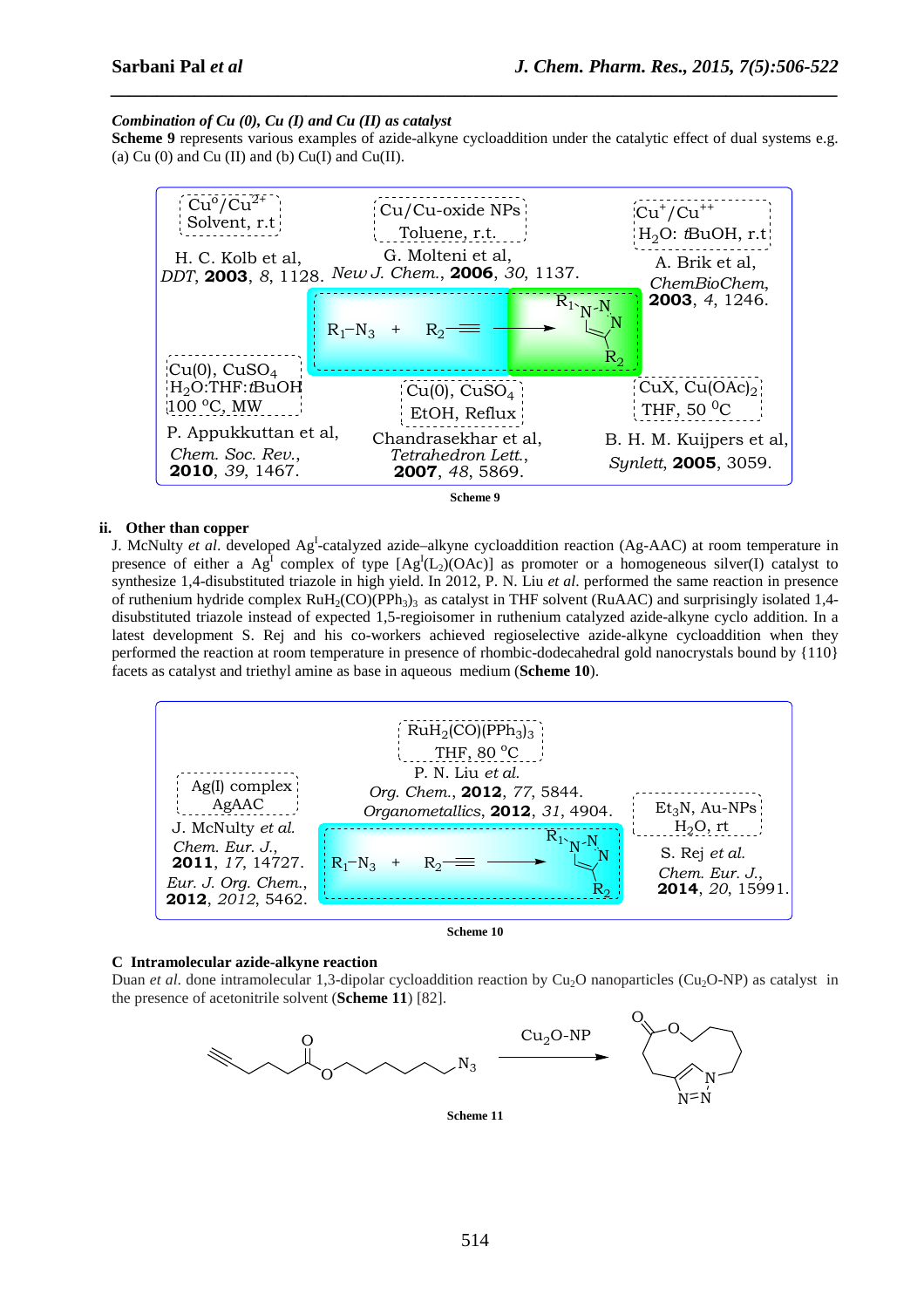***Combination of Cu (0), Cu (I) and Cu (II) as catalyst***

**Scheme 9** represents various examples of azide-alkyne cycloaddition under the catalytic effect of dual systems e.g. (a) Cu (0) and Cu (II) and (b) Cu(I) and Cu(II).

$Cu^0/Cu^{2+}$ Solvent, r.t
H. C. Kolb et al, *DDT*, **2003**, *8*, 1128.

Cu/Cu-oxide NPs Toluene, r.t.
G. Molteni et al, *New J. Chem.*, **2006**, *30*, 1137.

$Cu^+/Cu^{++}$ $H_2O$: *t*BuOH, r.t
A. Brik et al, *ChemBioChem*, **2003**, *4*, 1246.

$R_1-N_3$ + $R_2$≡ → 1,4-disubstituted triazole ($R_1$, $R_2$)

Cu(0), $CuSO_4$ $H_2O$:THF:*t*BuOH 100 °C, MW
P. Appukkuttan et al, *Chem. Soc. Rev.*, **2010**, *39*, 1467.

Cu(0), $CuSO_4$ EtOH, Reflux
Chandrasekhar et al, *Tetrahedron Lett.*, **2007**, *48*, 5869.

CuX, $Cu(OAc)_2$ THF, 50 °C
B. H. M. Kuijpers et al, *Synlett*, **2005**, 3059.

**Scheme 9**

**ii. Other than copper**

J. McNulty *et al.* developed Ag[I]-catalyzed azide–alkyne cycloaddition reaction (Ag-AAC) at room temperature in presence of either a Ag[I] complex of type $[Ag^I(L_2)(OAc)]$ as promoter or a homogeneous silver(I) catalyst to synthesize 1,4-disubstituted triazole in high yield. In 2012, P. N. Liu *et al.* performed the same reaction in presence of ruthenium hydride complex $RuH_2(CO)(PPh_3)_3$ as catalyst in THF solvent (RuAAC) and surprisingly isolated 1,4-disubstituted triazole instead of expected 1,5-regioisomer in ruthenium catalyzed azide-alkyne cyclo addition. In a latest development S. Rej and his co-workers achieved regioselective azide-alkyne cycloaddition when they performed the reaction at room temperature in presence of rhombic-dodecahedral gold nanocrystals bound by {110} facets as catalyst and triethyl amine as base in aqueous medium (**Scheme 10**).

$RuH_2(CO)(PPh_3)_3$ THF, 80 °C
P. N. Liu *et al.* *Org. Chem.*, **2012**, *77*, 5844. *Organometallics*, **2012**, *31*, 4904.

Ag(I) complex AgAAC
J. McNulty *et al.* *Chem. Eur. J.*, **2011**, *17*, 14727. *Eur. J. Org. Chem.*, **2012**, *2012*, 5462.

$R_1-N_3$ + $R_2$≡ → 1,4-disubstituted triazole ($R_1$, $R_2$)

$Et_3N$, Au-NPs $H_2O$, rt
S. Rej *et al.* *Chem. Eur. J.*, **2014**, *20*, 15991.

**Scheme 10**

**C Intramolecular azide-alkyne reaction**

Duan *et al.* done intramolecular 1,3-dipolar cycloaddition reaction by $Cu_2O$ nanoparticles ($Cu_2O$-NP) as catalyst in the presence of acetonitrile solvent (**Scheme 11**) [82].

Alkyne–ester–azide → ($Cu_2O$-NP) → macrocyclic lactone fused triazole

**Scheme 11**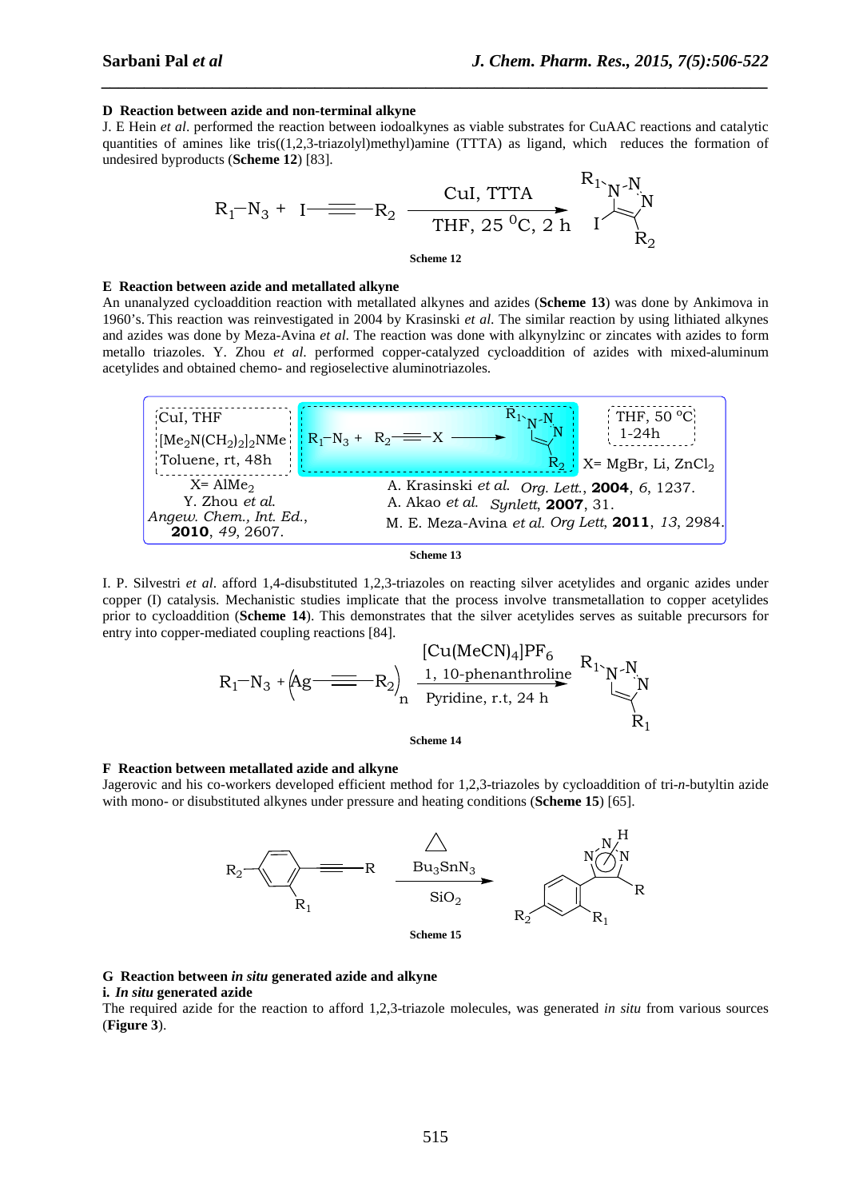**D Reaction between azide and non-terminal alkyne**

J. E Hein *et al*. performed the reaction between iodoalkynes as viable substrates for CuAAC reactions and catalytic quantities of amines like tris((1,2,3-triazolyl)methyl)amine (TTTA) as ligand, which reduces the formation of undesired byproducts (**Scheme 12**) [83].

**Scheme 12**

**E Reaction between azide and metallated alkyne**

An unanalyzed cycloaddition reaction with metallated alkynes and azides (**Scheme 13**) was done by Ankimova in 1960's. This reaction was reinvestigated in 2004 by Krasinski *et al*. The similar reaction by using lithiated alkynes and azides was done by Meza-Avina *et al*. The reaction was done with alkynylzinc or zincates with azides to form metallo triazoles. Y. Zhou *et al*. performed copper-catalyzed cycloaddition of azides with mixed-aluminum acetylides and obtained chemo- and regioselective aluminotriazoles.

**Scheme 13**

I. P. Silvestri *et al*. afford 1,4-disubstituted 1,2,3-triazoles on reacting silver acetylides and organic azides under copper (I) catalysis. Mechanistic studies implicate that the process involve transmetallation to copper acetylides prior to cycloaddition (**Scheme 14**). This demonstrates that the silver acetylides serves as suitable precursors for entry into copper-mediated coupling reactions [84].

**Scheme 14**

**F Reaction between metallated azide and alkyne**

Jagerovic and his co-workers developed efficient method for 1,2,3-triazoles by cycloaddition of tri-*n*-butyltin azide with mono- or disubstituted alkynes under pressure and heating conditions (**Scheme 15**) [65].

**Scheme 15**

**G Reaction between *in situ* generated azide and alkyne**

**i. *In situ* generated azide**

The required azide for the reaction to afford 1,2,3-triazole molecules, was generated *in situ* from various sources (**Figure 3**).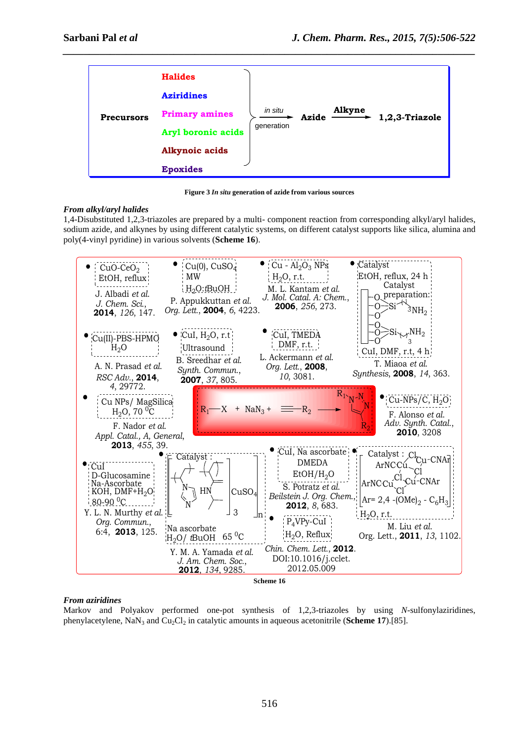| | | | | |
|---|---|---|---|---|
| | **Halides** | | | |
| | **Aziridines** | | | |
| **Precursors** | **Primary amines** | *in situ* generation → | **Azide** —**Alkyne**→ | **1,2,3-Triazole** |
| | **Aryl boronic acids** | | | |
| | **Alkynoic acids** | | | |
| | **Epoxides** | | | |

**Figure 3** ***In situ*** **generation of azide from various sources**

***From alkyl/aryl halides***

1,4-Disubstituted 1,2,3-triazoles are prepared by a multi- component reaction from corresponding alkyl/aryl halides, sodium azide, and alkynes by using different catalytic systems, on different catalyst supports like silica, alumina and poly(4-vinyl pyridine) in various solvents (**Scheme 16**).

$R_1-X$ + $NaN_3$ + $\equiv-R_2$ → 1-$R_1$-4-$R_2$-1,2,3-triazole

- $CuO-CeO_2$, EtOH, reflux — J. Albadi *et al.* *J. Chem. Sci.*, **2014**, *126*, 147.
- Cu(0), $CuSO_4$, MW, $H_2O$:*t*BuOH — P. Appukkuttan *et al.* *Org. Lett.*, **2004**, *6*, 4223.
- Cu - $Al_2O_3$ NPs, $H_2O$, r.t. — M. L. Kantam *et al.* *J. Mol. Catal. A: Chem.*, **2006**, *256*, 273.
- Catalyst, EtOH, reflux, 24 h; Catalyst preparation: silica–O–Si–$(CH_2)_3NH_2$; CuI, DMF, r.t, 4 h — T. Miaoa *et al.* *Synthesis*, **2008**, *14*, 363.
- Cu(II)-PBS-HPMO, $H_2O$ — A. N. Prasad *et al.* *RSC Adv.*, **2014**, *4*, 29772.
- CuI, $H_2O$, r.t, Ultrasound — B. Sreedhar *et al.* *Synth. Commun.*, **2007**, *37*, 805.
- CuI, TMEDA, DMF, r.t. — L. Ackermann *et al.* *Org. Lett.*, **2008**, *10*, 3081.
- Cu NPs/ MagSilica, $H_2O$, 70 $^0$C — F. Nador *et al.* *Appl. Catal., A, General*, **2013**, *455*, 39.
- Cu-NPs/C, $H_2O$ — F. Alonso *et al.* *Adv. Synth. Catal.*, **2010**, 3208
- CuI, D-Glucosamine, Na-Ascorbate, KOH, DMF+$H_2O$, 80-90 $^0$C — Y. L. N. Murthy *et al.* *Org. Commun.*, 6:4, **2013**, 125.
- Catalyst: [polymeric imidazole ligand]$_n$ $CuSO_4$, Na ascorbate, $H_2O$/ *t*BuOH 65 $^0$C — Y. M. A. Yamada *et al.* *J. Am. Chem. Soc.*, **2012**, *134*, 9285.
- CuI, Na ascorbate, DMEDA, EtOH/$H_2O$ — S. Potratz *et al.* *Beilstein J. Org. Chem.*, **2012**, *8*, 683.
- $P_4$VPy-CuI, $H_2O$, Reflux — *Chin. Chem. Lett.*, **2012**. DOI:10.1016/j.cclet. 2012.05.009
- Catalyst: $[ArNC\text{-}Cu(\mu\text{-}Cl)_2Cu\text{-}CNAr]_2$, Ar= 2,4 -(OMe)$_2$ - $C_6H_3$, $H_2O$, r.t. — M. Liu *et al.* Org. Lett., **2011**, *13*, 1102.

**Scheme 16**

***From aziridines***

Markov and Polyakov performed one-pot synthesis of 1,2,3-triazoles by using *N*-sulfonylaziridines, phenylacetylene, $NaN_3$ and $Cu_2Cl_2$ in catalytic amounts in aqueous acetonitrile (**Scheme 17**).[85].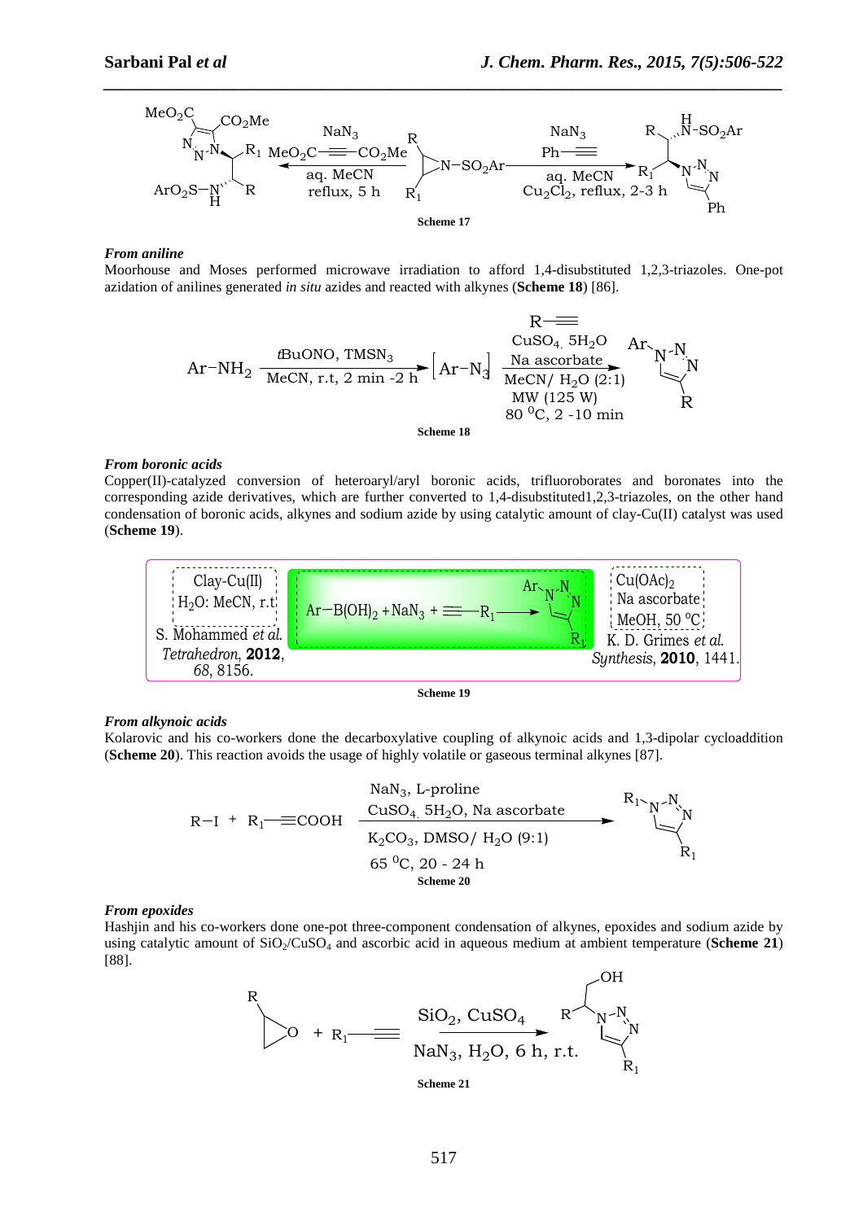Scheme 17

***From aniline***

Moorhouse and Moses performed microwave irradiation to afford 1,4-disubstituted 1,2,3-triazoles. One-pot azidation of anilines generated *in situ* azides and reacted with alkynes (**Scheme 18**) [86].

Scheme 18

***From boronic acids***

Copper(II)-catalyzed conversion of heteroaryl/aryl boronic acids, trifluoroborates and boronates into the corresponding azide derivatives, which are further converted to 1,4-disubstituted1,2,3-triazoles, on the other hand condensation of boronic acids, alkynes and sodium azide by using catalytic amount of clay-Cu(II) catalyst was used (**Scheme 19**).

Scheme 19

***From alkynoic acids***

Kolarovic and his co-workers done the decarboxylative coupling of alkynoic acids and 1,3-dipolar cycloaddition (**Scheme 20**). This reaction avoids the usage of highly volatile or gaseous terminal alkynes [87].

Scheme 20

***From epoxides***

Hashjin and his co-workers done one-pot three-component condensation of alkynes, epoxides and sodium azide by using catalytic amount of $SiO_2/CuSO_4$ and ascorbic acid in aqueous medium at ambient temperature (**Scheme 21**) [88].

Scheme 21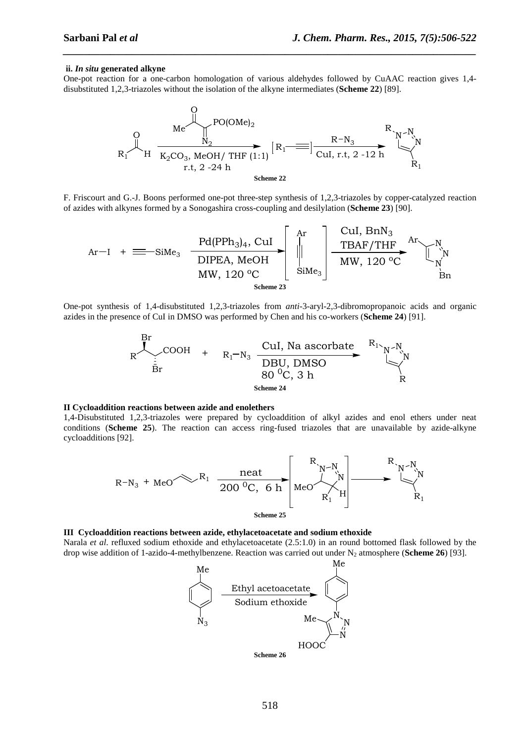**ii. *In situ* generated alkyne**

One-pot reaction for a one-carbon homologation of various aldehydes followed by CuAAC reaction gives 1,4-disubstituted 1,2,3-triazoles without the isolation of the alkyne intermediates (**Scheme 22**) [89].

**Scheme 22**

F. Friscourt and G.-J. Boons performed one-pot three-step synthesis of 1,2,3-triazoles by copper-catalyzed reaction of azides with alkynes formed by a Sonogashira cross-coupling and desilylation (**Scheme 23**) [90].

**Scheme 23**

One-pot synthesis of 1,4-disubstituted 1,2,3-triazoles from *anti*-3-aryl-2,3-dibromopropanoic acids and organic azides in the presence of CuI in DMSO was performed by Chen and his co-workers (**Scheme 24**) [91].

**Scheme 24**

**II Cycloaddition reactions between azide and enolethers**

1,4-Disubstituted 1,2,3-triazoles were prepared by cycloaddition of alkyl azides and enol ethers under neat conditions (**Scheme 25**). The reaction can access ring-fused triazoles that are unavailable by azide-alkyne cycloadditions [92].

**Scheme 25**

**III Cycloaddition reactions between azide, ethylacetoacetate and sodium ethoxide**

Narala *et al.* refluxed sodium ethoxide and ethylacetoacetate (2.5:1.0) in an round bottomed flask followed by the drop wise addition of 1-azido-4-methylbenzene. Reaction was carried out under $N_2$ atmosphere (**Scheme 26**) [93].

**Scheme 26**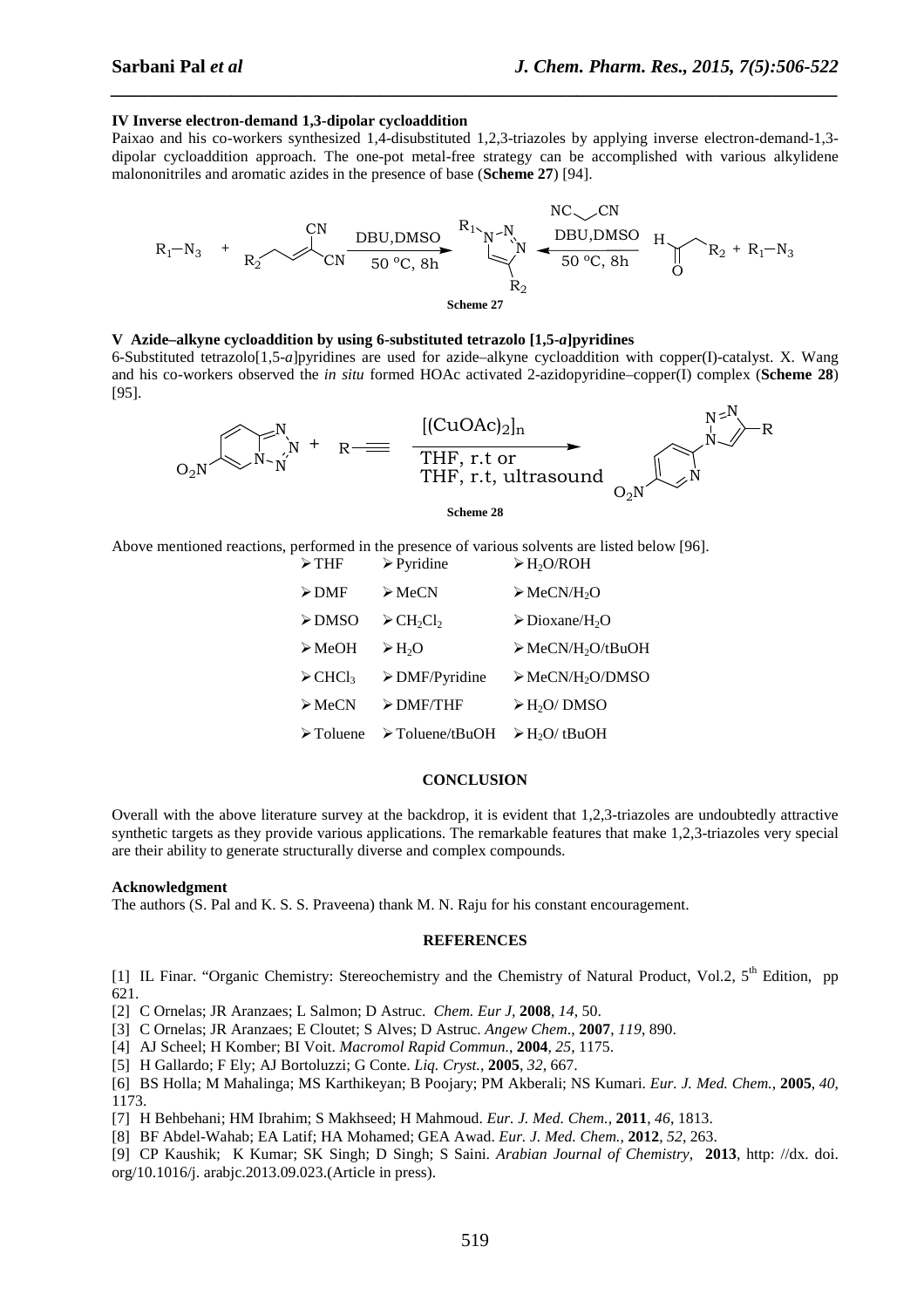### IV Inverse electron-demand 1,3-dipolar cycloaddition

Paixao and his co-workers synthesized 1,4-disubstituted 1,2,3-triazoles by applying inverse electron-demand-1,3-dipolar cycloaddition approach. The one-pot metal-free strategy can be accomplished with various alkylidene malononitriles and aromatic azides in the presence of base (**Scheme 27**) [94].

**Scheme 27**

### V Azide–alkyne cycloaddition by using 6-substituted tetrazolo [1,5-*a*]pyridines

6-Substituted tetrazolo[1,5-*a*]pyridines are used for azide–alkyne cycloaddition with copper(I)-catalyst. X. Wang and his co-workers observed the *in situ* formed HOAc activated 2-azidopyridine–copper(I) complex (**Scheme 28**) [95].

**Scheme 28**

Above mentioned reactions, performed in the presence of various solvents are listed below [96].

| | | |
|---|---|---|
| ➢ THF | ➢ Pyridine | ➢ $H_2O$/ROH |
| ➢ DMF | ➢ MeCN | ➢ MeCN/$H_2O$ |
| ➢ DMSO | ➢ $CH_2Cl_2$ | ➢ Dioxane/$H_2O$ |
| ➢ MeOH | ➢ $H_2O$ | ➢ MeCN/$H_2O$/tBuOH |
| ➢ $CHCl_3$ | ➢ DMF/Pyridine | ➢ MeCN/$H_2O$/DMSO |
| ➢ MeCN | ➢ DMF/THF | ➢ $H_2O$/ DMSO |
| ➢ Toluene | ➢ Toluene/tBuOH | ➢ $H_2O$/ tBuOH |

## CONCLUSION

Overall with the above literature survey at the backdrop, it is evident that 1,2,3-triazoles are undoubtedly attractive synthetic targets as they provide various applications. The remarkable features that make 1,2,3-triazoles very special are their ability to generate structurally diverse and complex compounds.

### Acknowledgment

The authors (S. Pal and K. S. S. Praveena) thank M. N. Raju for his constant encouragement.

## REFERENCES

[1] IL Finar. "Organic Chemistry: Stereochemistry and the Chemistry of Natural Product, Vol.2, 5th Edition, pp 621.

[2] C Ornelas; JR Aranzaes; L Salmon; D Astruc. *Chem. Eur J*, **2008**, *14*, 50.

[3] C Ornelas; JR Aranzaes; E Cloutet; S Alves; D Astruc. *Angew Chem*., **2007**, *119*, 890.

[4] AJ Scheel; H Komber; BI Voit. *Macromol Rapid Commun.*, **2004**, *25*, 1175.

[5] H Gallardo; F Ely; AJ Bortoluzzi; G Conte. *Liq. Cryst.*, **2005**, *32*, 667.

[6] BS Holla; M Mahalinga; MS Karthikeyan; B Poojary; PM Akberali; NS Kumari. *Eur. J. Med. Chem.*, **2005**, *40*, 1173.

[7] H Behbehani; HM Ibrahim; S Makhseed; H Mahmoud. *Eur. J. Med. Chem.*, **2011**, *46*, 1813.

[8] BF Abdel-Wahab; EA Latif; HA Mohamed; GEA Awad. *Eur. J. Med. Chem.*, **2012**, *52*, 263.

[9] CP Kaushik; K Kumar; SK Singh; D Singh; S Saini. *Arabian Journal of Chemistry*, **2013**, http: //dx. doi. org/10.1016/j. arabjc.2013.09.023.(Article in press).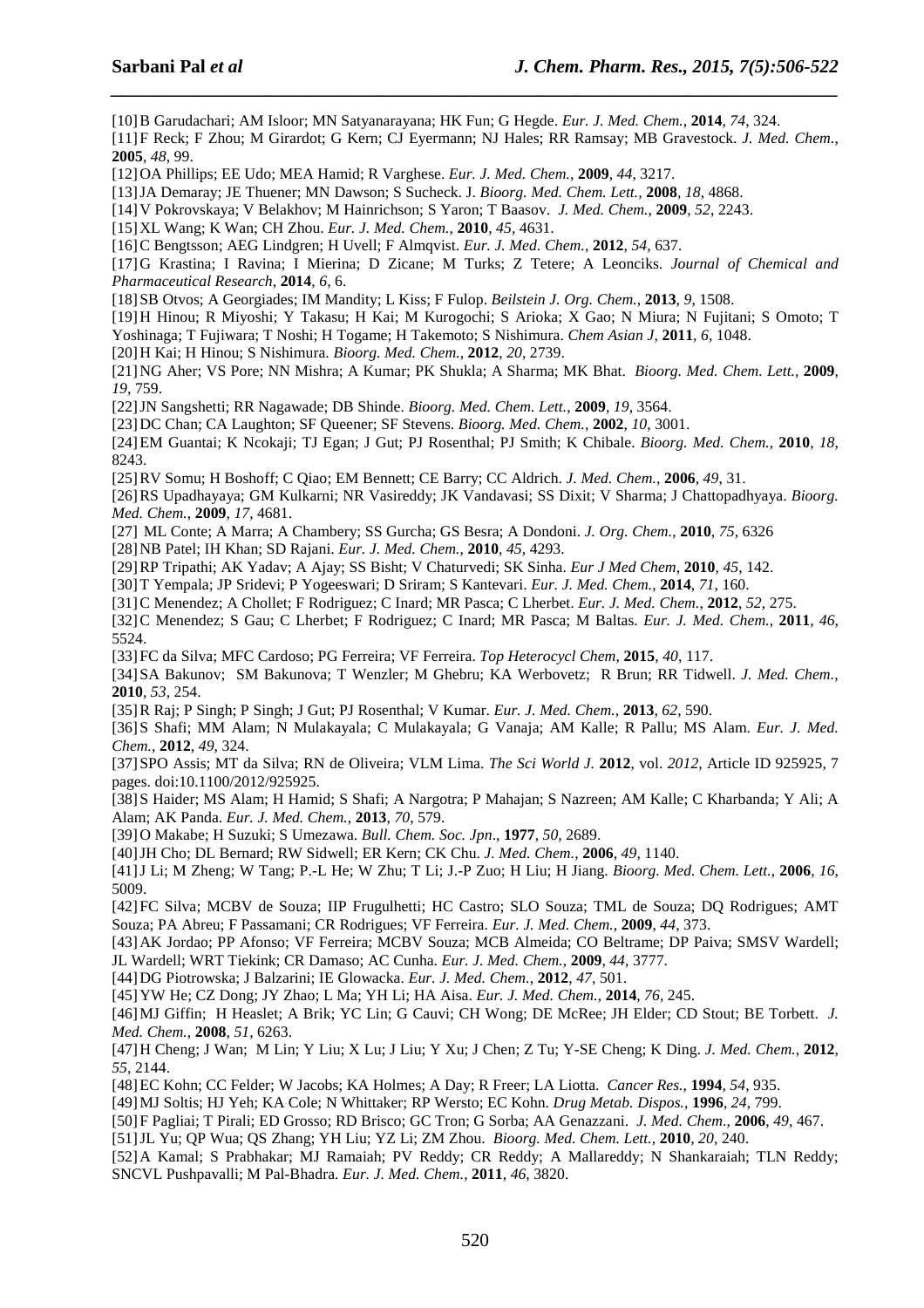[10] B Garudachari; AM Isloor; MN Satyanarayana; HK Fun; G Hegde. *Eur. J. Med. Chem.*, **2014**, *74*, 324.

[11] F Reck; F Zhou; M Girardot; G Kern; CJ Eyermann; NJ Hales; RR Ramsay; MB Gravestock. *J. Med. Chem.*, **2005**, *48*, 99.

[12] OA Phillips; EE Udo; MEA Hamid; R Varghese. *Eur. J. Med. Chem.*, **2009**, *44*, 3217.

[13] JA Demaray; JE Thuener; MN Dawson; S Sucheck. J. *Bioorg. Med. Chem. Lett.*, **2008**, *18*, 4868.

[14] V Pokrovskaya; V Belakhov; M Hainrichson; S Yaron; T Baasov. *J. Med. Chem.*, **2009**, *52*, 2243.

[15] XL Wang; K Wan; CH Zhou. *Eur. J. Med. Chem.*, **2010**, *45*, 4631.

[16] C Bengtsson; AEG Lindgren; H Uvell; F Almqvist. *Eur. J. Med. Chem.*, **2012**, *54*, 637.

[17] G Krastina; I Ravina; I Mierina; D Zicane; M Turks; Z Tetere; A Leonciks. *Journal of Chemical and Pharmaceutical Research*, **2014**, *6*, 6.

[18] SB Otvos; A Georgiades; IM Mandity; L Kiss; F Fulop. *Beilstein J. Org. Chem.*, **2013**, *9*, 1508.

[19] H Hinou; R Miyoshi; Y Takasu; H Kai; M Kurogochi; S Arioka; X Gao; N Miura; N Fujitani; S Omoto; T Yoshinaga; T Fujiwara; T Noshi; H Togame; H Takemoto; S Nishimura. *Chem Asian J*, **2011**, *6*, 1048.

[20] H Kai; H Hinou; S Nishimura. *Bioorg. Med. Chem.*, **2012**, *20*, 2739.

[21] NG Aher; VS Pore; NN Mishra; A Kumar; PK Shukla; A Sharma; MK Bhat. *Bioorg. Med. Chem. Lett.*, **2009**, *19*, 759.

[22] JN Sangshetti; RR Nagawade; DB Shinde. *Bioorg. Med. Chem. Lett.*, **2009**, *19*, 3564.

[23] DC Chan; CA Laughton; SF Queener; SF Stevens. *Bioorg. Med. Chem.*, **2002**, *10*, 3001.

[24] EM Guantai; K Ncokaji; TJ Egan; J Gut; PJ Rosenthal; PJ Smith; K Chibale. *Bioorg. Med. Chem.*, **2010**, *18*, 8243.

[25] RV Somu; H Boshoff; C Qiao; EM Bennett; CE Barry; CC Aldrich. *J. Med. Chem.*, **2006**, *49*, 31.

[26] RS Upadhayaya; GM Kulkarni; NR Vasireddy; JK Vandavasi; SS Dixit; V Sharma; J Chattopadhyaya. *Bioorg. Med. Chem.*, **2009**, *17*, 4681.

[27] ML Conte; A Marra; A Chambery; SS Gurcha; GS Besra; A Dondoni. *J. Org. Chem.*, **2010**, *75*, 6326

[28] NB Patel; IH Khan; SD Rajani. *Eur. J. Med. Chem.*, **2010**, *45*, 4293.

[29] RP Tripathi; AK Yadav; A Ajay; SS Bisht; V Chaturvedi; SK Sinha. *Eur J Med Chem*, **2010**, *45*, 142.

[30] T Yempala; JP Sridevi; P Yogeeswari; D Sriram; S Kantevari. *Eur. J. Med. Chem.*, **2014**, *71*, 160.

[31] C Menendez; A Chollet; F Rodriguez; C Inard; MR Pasca; C Lherbet. *Eur. J. Med. Chem.*, **2012**, *52*, 275.

[32] C Menendez; S Gau; C Lherbet; F Rodriguez; C Inard; MR Pasca; M Baltas. *Eur. J. Med. Chem.*, **2011**, *46*, 5524.

[33] FC da Silva; MFC Cardoso; PG Ferreira; VF Ferreira. *Top Heterocycl Chem*, **2015**, *40*, 117.

[34] SA Bakunov; SM Bakunova; T Wenzler; M Ghebru; KA Werbovetz; R Brun; RR Tidwell. *J. Med. Chem.*, **2010**, *53*, 254.

[35] R Raj; P Singh; P Singh; J Gut; PJ Rosenthal; V Kumar. *Eur. J. Med. Chem.*, **2013**, *62*, 590.

[36] S Shafi; MM Alam; N Mulakayala; C Mulakayala; G Vanaja; AM Kalle; R Pallu; MS Alam. *Eur. J. Med. Chem.*, **2012**, *49*, 324.

[37] SPO Assis; MT da Silva; RN de Oliveira; VLM Lima. *The Sci World J.* **2012**, vol. *2012*, Article ID 925925, 7 pages. doi:10.1100/2012/925925.

[38] S Haider; MS Alam; H Hamid; S Shafi; A Nargotra; P Mahajan; S Nazreen; AM Kalle; C Kharbanda; Y Ali; A Alam; AK Panda. *Eur. J. Med. Chem.*, **2013**, *70*, 579.

[39] O Makabe; H Suzuki; S Umezawa. *Bull. Chem. Soc. Jpn*., **1977**, *50*, 2689.

[40] JH Cho; DL Bernard; RW Sidwell; ER Kern; CK Chu. *J. Med. Chem.*, **2006**, *49*, 1140.

[41] J Li; M Zheng; W Tang; P.-L He; W Zhu; T Li; J.-P Zuo; H Liu; H Jiang. *Bioorg. Med. Chem. Lett.*, **2006**, *16*, 5009.

[42] FC Silva; MCBV de Souza; IIP Frugulhetti; HC Castro; SLO Souza; TML de Souza; DQ Rodrigues; AMT Souza; PA Abreu; F Passamani; CR Rodrigues; VF Ferreira. *Eur. J. Med. Chem.*, **2009**, *44*, 373.

[43] AK Jordao; PP Afonso; VF Ferreira; MCBV Souza; MCB Almeida; CO Beltrame; DP Paiva; SMSV Wardell; JL Wardell; WRT Tiekink; CR Damaso; AC Cunha. *Eur. J. Med. Chem.*, **2009**, *44*, 3777.

[44] DG Piotrowska; J Balzarini; IE Glowacka. *Eur. J. Med. Chem.*, **2012**, *47*, 501.

[45] YW He; CZ Dong; JY Zhao; L Ma; YH Li; HA Aisa. *Eur. J. Med. Chem.*, **2014**, *76*, 245.

[46] MJ Giffin; H Heaslet; A Brik; YC Lin; G Cauvi; CH Wong; DE McRee; JH Elder; CD Stout; BE Torbett. *J. Med. Chem.*, **2008**, *51*, 6263.

[47] H Cheng; J Wan; M Lin; Y Liu; X Lu; J Liu; Y Xu; J Chen; Z Tu; Y-SE Cheng; K Ding. *J. Med. Chem.*, **2012**, *55*, 2144.

[48] EC Kohn; CC Felder; W Jacobs; KA Holmes; A Day; R Freer; LA Liotta. *Cancer Res.*, **1994**, *54*, 935.

[49] MJ Soltis; HJ Yeh; KA Cole; N Whittaker; RP Wersto; EC Kohn. *Drug Metab. Dispos.*, **1996**, *24*, 799.

[50] F Pagliai; T Pirali; ED Grosso; RD Brisco; GC Tron; G Sorba; AA Genazzani. *J. Med. Chem.*, **2006**, *49*, 467.

[51] JL Yu; QP Wua; QS Zhang; YH Liu; YZ Li; ZM Zhou. *Bioorg. Med. Chem. Lett.*, **2010**, *20*, 240.

[52] A Kamal; S Prabhakar; MJ Ramaiah; PV Reddy; CR Reddy; A Mallareddy; N Shankaraiah; TLN Reddy; SNCVL Pushpavalli; M Pal-Bhadra. *Eur. J. Med. Chem.*, **2011**, *46*, 3820.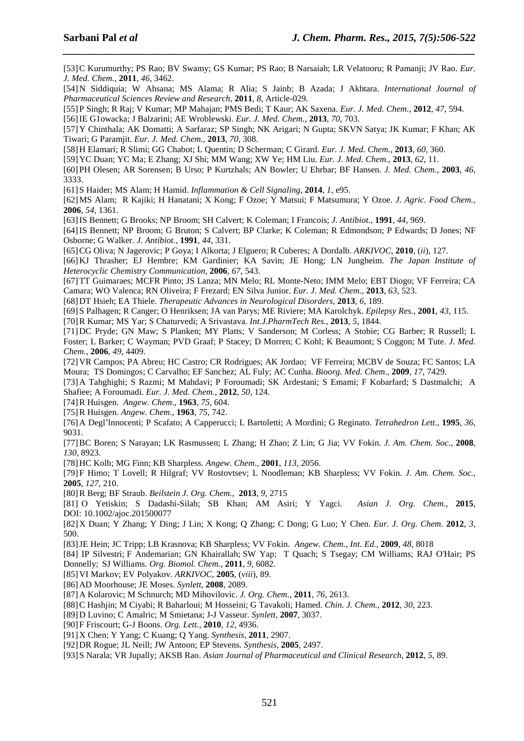[53] C Kurumurthy; PS Rao; BV Swamy; GS Kumar; PS Rao; B Narsaiah; LR Velatooru; R Pamanji; JV Rao. *Eur. J. Med. Chem.*, **2011**, *46*, 3462.

[54] N Siddiquia; W Ahsana; MS Alama; R Alia; S Jainb; B Azada; J Akhtara. *International Journal of Pharmaceutical Sciences Review and Research*, **2011**, *8*, Article-029.

[55] P Singh; R Raj; V Kumar; MP Mahajan; PMS Bedi; T Kaur; AK Saxena. *Eur. J. Med. Chem.*, **2012**, *47*, 594.

[56] IE G1owacka; J Balzarini; AE Wroblewski. *Eur. J. Med. Chem.*, **2013**, *70*, 703.

[57] Y Chinthala; AK Domatti; A Sarfaraz; SP Singh; NK Arigari; N Gupta; SKVN Satya; JK Kumar; F Khan; AK Tiwari; G Paramjit. *Eur. J. Med. Chem.*, **2013**, *70*, 308.

[58] H Elamari; R Slimi; GG Chabot; L Quentin; D Scherman; C Girard. *Eur. J. Med. Chem.*, **2013**, *60*, 360.

[59] YC Duan; YC Ma; E Zhang; XJ Shi; MM Wang; XW Ye; HM Liu. *Eur. J. Med. Chem.*, **2013**, *62*, 11.

[60] PH Olesen; AR Sorensen; B Urso; P Kurtzhals; AN Bowler; U Ehrbar; BF Hansen. *J. Med. Chem.*, **2003**, *46*, 3333.

[61] S Haider; MS Alam; H Hamid. *Inflammation & Cell Signaling*, **2014**, *1*, e95.

[62] MS Alam; R Kajiki; H Hanatani; X Kong; F Ozoe; Y Matsui; F Matsumura; Y Ozoe. *J. Agric. Food Chem.*, **2006**, *54*, 1361.

[63] IS Bennett; G Brooks; NP Broom; SH Calvert; K Coleman; I Francois; *J. Antibiot.*, **1991**, *44*, 969.

[64] IS Bennett; NP Broom; G Bruton; S Calvert; BP Clarke; K Coleman; R Edmondson; P Edwards; D Jones; NF Osborne; G Walker. *J. Antibiot.*, **1991**, *44*, 331.

[65] CG Oliva; N Jagerovic; P Goya; I Alkorta; J Elguero; R Cuberes; A Dordalb. *ARKIVOC*, **2010**, (*ii*), 127.

[66] KJ Thrasher; EJ Hembre; KM Gardinier; KA Savin; JE Hong; LN Jungheim. *The Japan Institute of Heterocyclic Chemistry Communication*, **2006**, *67*, 543.

[67] TT Guimaraes; MCFR Pinto; JS Lanza; MN Melo; RL Monte-Neto; IMM Melo; EBT Diogo; VF Ferreira; CA Camara; WO Valenca; RN Oliveira; F Frezard; EN Silva Junior. *Eur. J. Med. Chem.*, **2013**, *63*, 523.

[68] DT Hsieh; EA Thiele. *Therapeutic Advances in Neurological Disorders*, **2013**, *6*, 189.

[69] S Palhagen; R Canger; O Henriksen; JA van Parys; ME Riviere; MA Karolchyk. *Epilepsy Res.*, **2001**, *43*, 115.

[70] R Kumar; MS Yar; S Chaturvedi; A Srivastava. *Int.J.PharmTech Res.*, **2013**, *5*, 1844.

[71] DC Pryde; GN Maw; S Planken; MY Platts; V Sanderson; M Corless; A Stobie; CG Barber; R Russell; L Foster; L Barker; C Wayman; PVD Graaf; P Stacey; D Morren; C Kohl; K Beaumont; S Coggon; M Tute. *J. Med. Chem.*, **2006**, *49*, 4409.

[72] VR Campos; PA Abreu; HC Castro; CR Rodrigues; AK Jordao; VF Ferreira; MCBV de Souza; FC Santos; LA Moura; TS Domingos; C Carvalho; EF Sanchez; AL Fuly; AC Cunha. *Bioorg. Med. Chem*., **2009**, *17*, 7429.

[73] A Tahghighi; S Razmi; M Mahdavi; P Foroumadi; SK Ardestani; S Emami; F Kobarfard; S Dastmalchi; A Shafiee; A Foroumadi. *Eur. J. Med. Chem.*, **2012**, *50*, 124.

[74] R Huisgen. *Angew. Chem*., **1963**, *75*, 604.

[75] R Huisgen. *Angew. Chem*., **1963**, *75*, 742.

[76] A Degl'lnnocenti; P Scafato; A Capperucci; L Bartoletti; A Mordini; G Reginato. *Tetrahedron Lett.*, **1995**, *36*, 9031.

[77] BC Boren; S Narayan; LK Rasmussen; L Zhang; H Zhao; Z Lin; G Jia; VV Fokin. *J. Am. Chem. Soc.*, **2008**, *130*, 8923.

[78] HC Kolb; MG Finn; KB Sharpless. *Angew. Chem*., **2001**, *113*, 2056.

[79] F Himo; T Lovell; R Hilgraf; VV Rostovtsev; L Noodleman; KB Sharpless; VV Fokin. *J. Am. Chem. Soc.*, **2005**, *127*, 210.

[80] R Berg; BF Straub. *Beilstein J. Org. Chem.*, **2013**, *9*, 2715

[81] O Yetiskin; S Dadashi-Silab; SB Khan; AM Asiri; Y Yagci. *Asian J. Org. Chem.*, **2015**, DOI: 10.1002/ajoc.201500077

[82] X Duan; Y Zhang; Y Ding; J Lin; X Kong; Q Zhang; C Dong; G Luo; Y Chen. *Eur. J. Org. Chem.* **2012**, *3*, 500.

[83] JE Hein; JC Tripp; LB Krasnova; KB Sharpless; VV Fokin. *Angew. Chem., Int. Ed.*, **2009**, *48*, 8018

[84] IP Silvestri; F Andemarian; GN Khairallah; SW Yap; T Quach; S Tsegay; CM Williams; RAJ O'Hair; PS Donnelly; SJ Williams. *Org. Biomol. Chem.*, **2011**, *9*, 6082.

[85] VI Markov; EV Polyakov. *ARKIVOC*, **2005**, (*viii*), 89.

[86] AD Moorhouse; JE Moses. *Synlett*, **2008**, 2089.

[87] A Kolarovic; M Schnurch; MD Mihovilovic. *J. Org. Chem.*, **2011**, *76*, 2613.

[88] C Hashjin; M Ciyabi; R Baharloui; M Hosseini; G Tavakoli; Hamed. *Chin. J. Chem.*, **2012**, *30*, 223.

[89] D Luvino; C Amalric; M Smietana; J-J Vasseur. *Synlett*, **2007**, 3037.

[90] F Friscourt; G-J Boons. *Org. Lett.*, **2010**, *12*, 4936.

[91] X Chen; Y Yang; C Kuang; Q Yang. *Synthesis*, **2011**, 2907.

[92] DR Rogue; JL Neill; JW Antoon; EP Stevens. *Synthesis*, **2005**, 2497.

[93] S Narala; VR Jupally; AKSB Rao. *Asian Journal of Pharmaceutical and Clinical Research*, **2012**, *5*, 89.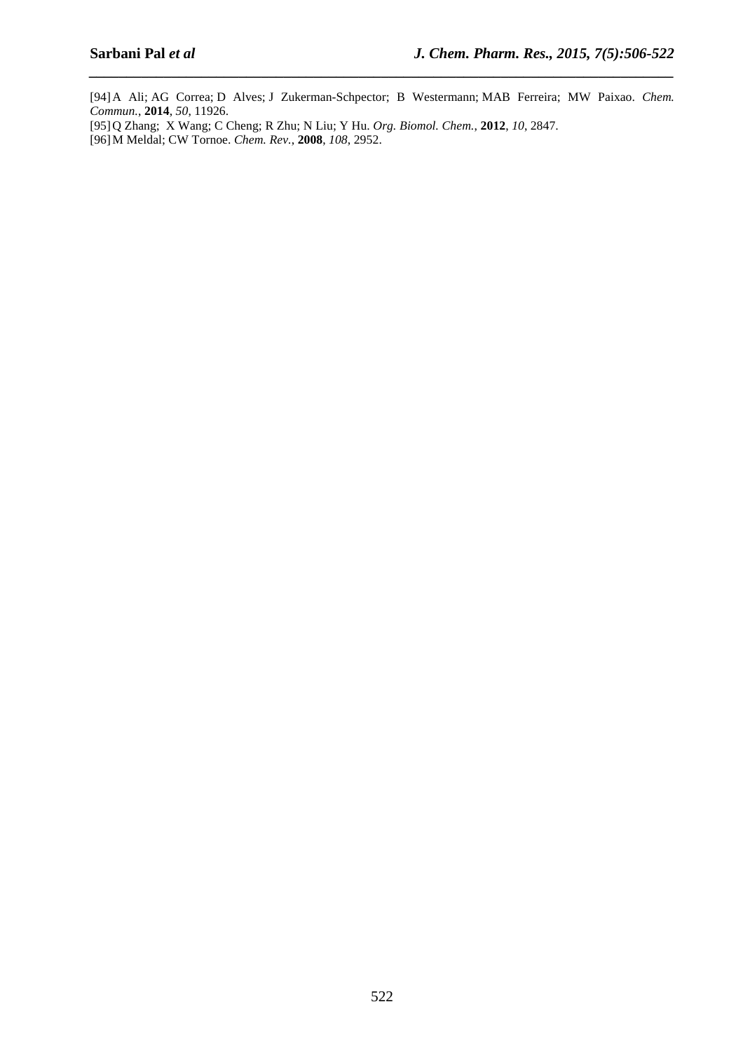[94] A Ali; AG Correa; D Alves; J Zukerman-Schpector; B Westermann; MAB Ferreira; MW Paixao. *Chem. Commun.*, **2014**, *50*, 11926.

[95] Q Zhang; X Wang; C Cheng; R Zhu; N Liu; Y Hu. *Org. Biomol. Chem.*, **2012**, *10*, 2847.

[96] M Meldal; CW Tornoe. *Chem. Rev.*, **2008**, *108*, 2952.